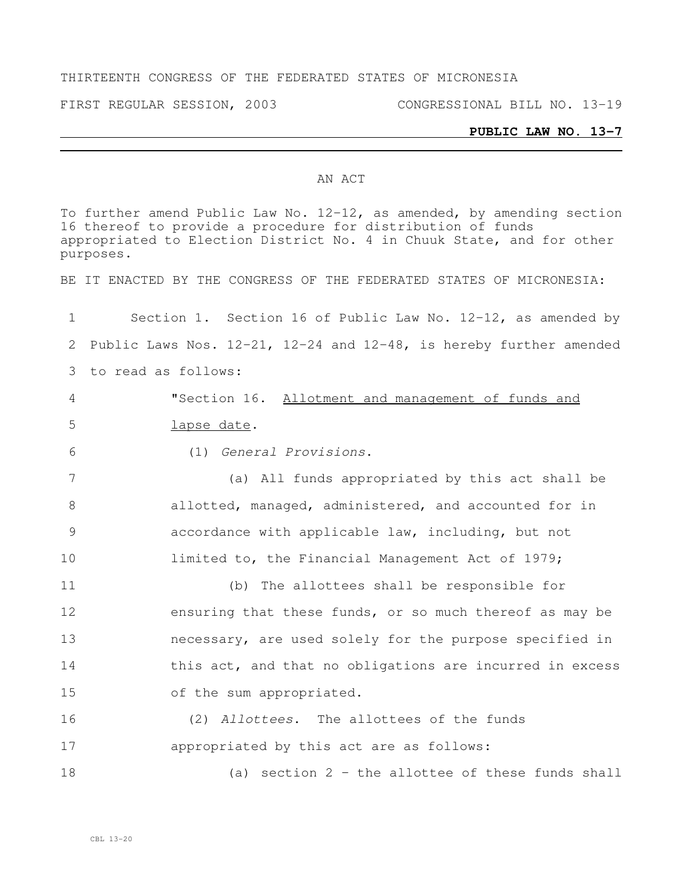THIRTEENTH CONGRESS OF THE FEDERATED STATES OF MICRONESIA

FIRST REGULAR SESSION, 2003 CONGRESSIONAL BILL NO. 13-19

**PUBLIC LAW NO. 13-7**

AN ACT

To further amend Public Law No. 12-12, as amended, by amending section 16 thereof to provide a procedure for distribution of funds appropriated to Election District No. 4 in Chuuk State, and for other purposes.

BE IT ENACTED BY THE CONGRESS OF THE FEDERATED STATES OF MICRONESIA:

1 Section 1. Section 16 of Public Law No. 12-12, as amended by
2 Public Laws Nos. 12-21, 12-24 and 12-48, is hereby further amended
3 to read as follows:

4 "Section 16. Allotment and management of funds and
5 lapse date.

6 (1) *General Provisions*.

7 (a) All funds appropriated by this act shall be
8 allotted, managed, administered, and accounted for in
9 accordance with applicable law, including, but not
10 limited to, the Financial Management Act of 1979;

11 (b) The allottees shall be responsible for
12 ensuring that these funds, or so much thereof as may be
13 necessary, are used solely for the purpose specified in
14 this act, and that no obligations are incurred in excess
15 of the sum appropriated.

16 (2) *Allottees*. The allottees of the funds
17 appropriated by this act are as follows:

18 (a) section 2 - the allottee of these funds shall

CBL 13-20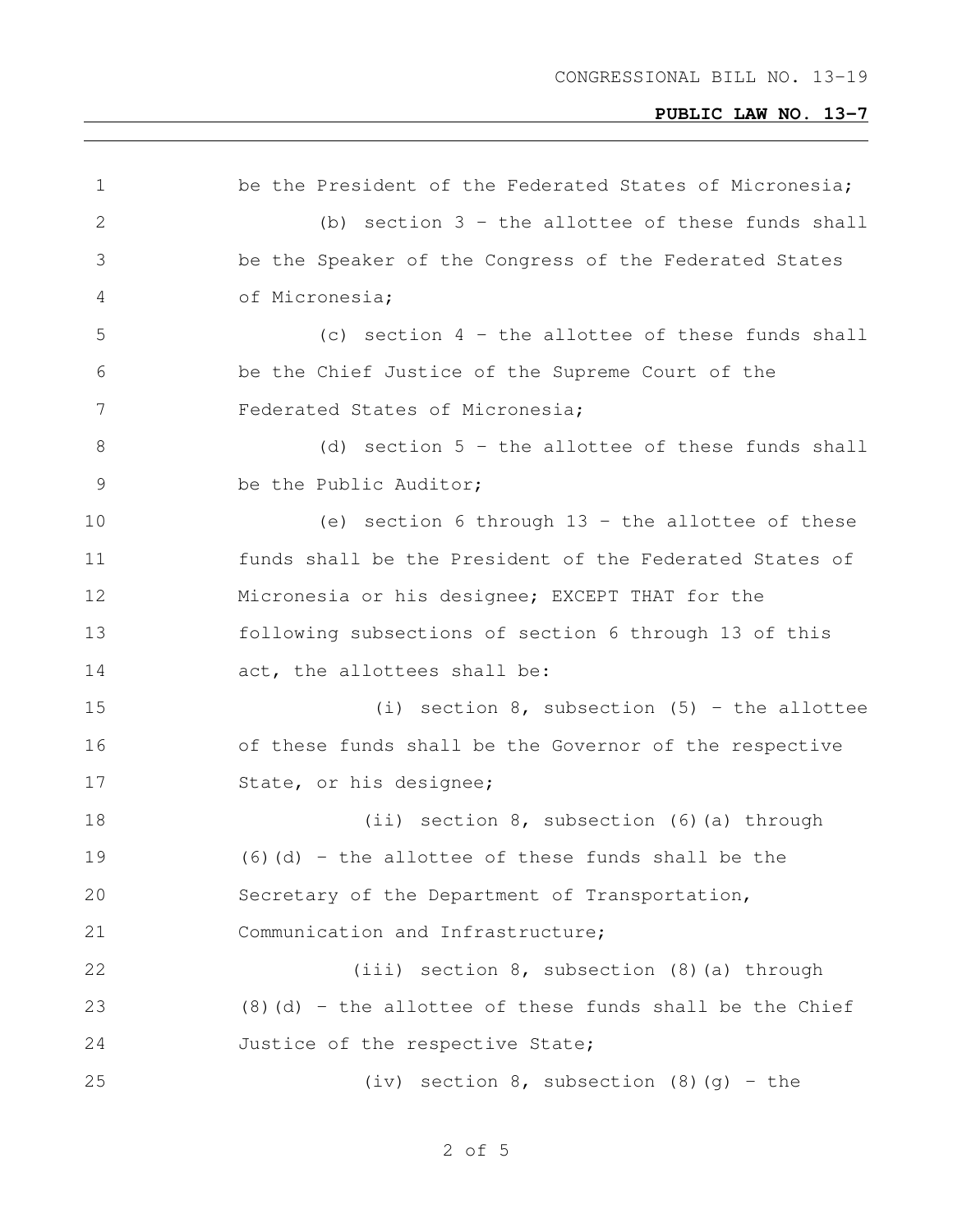be the President of the Federated States of Micronesia;

(b) section 3 – the allottee of these funds shall be the Speaker of the Congress of the Federated States of Micronesia;

(c) section 4 – the allottee of these funds shall be the Chief Justice of the Supreme Court of the Federated States of Micronesia;

(d) section 5 – the allottee of these funds shall be the Public Auditor;

(e) section 6 through 13 – the allottee of these funds shall be the President of the Federated States of Micronesia or his designee; EXCEPT THAT for the following subsections of section 6 through 13 of this act, the allottees shall be:

(i) section 8, subsection (5) – the allottee of these funds shall be the Governor of the respective State, or his designee;

(ii) section 8, subsection (6)(a) through (6)(d) – the allottee of these funds shall be the Secretary of the Department of Transportation, Communication and Infrastructure;

(iii) section 8, subsection (8)(a) through (8)(d) – the allottee of these funds shall be the Chief Justice of the respective State;

(iv) section 8, subsection (8)(g) – the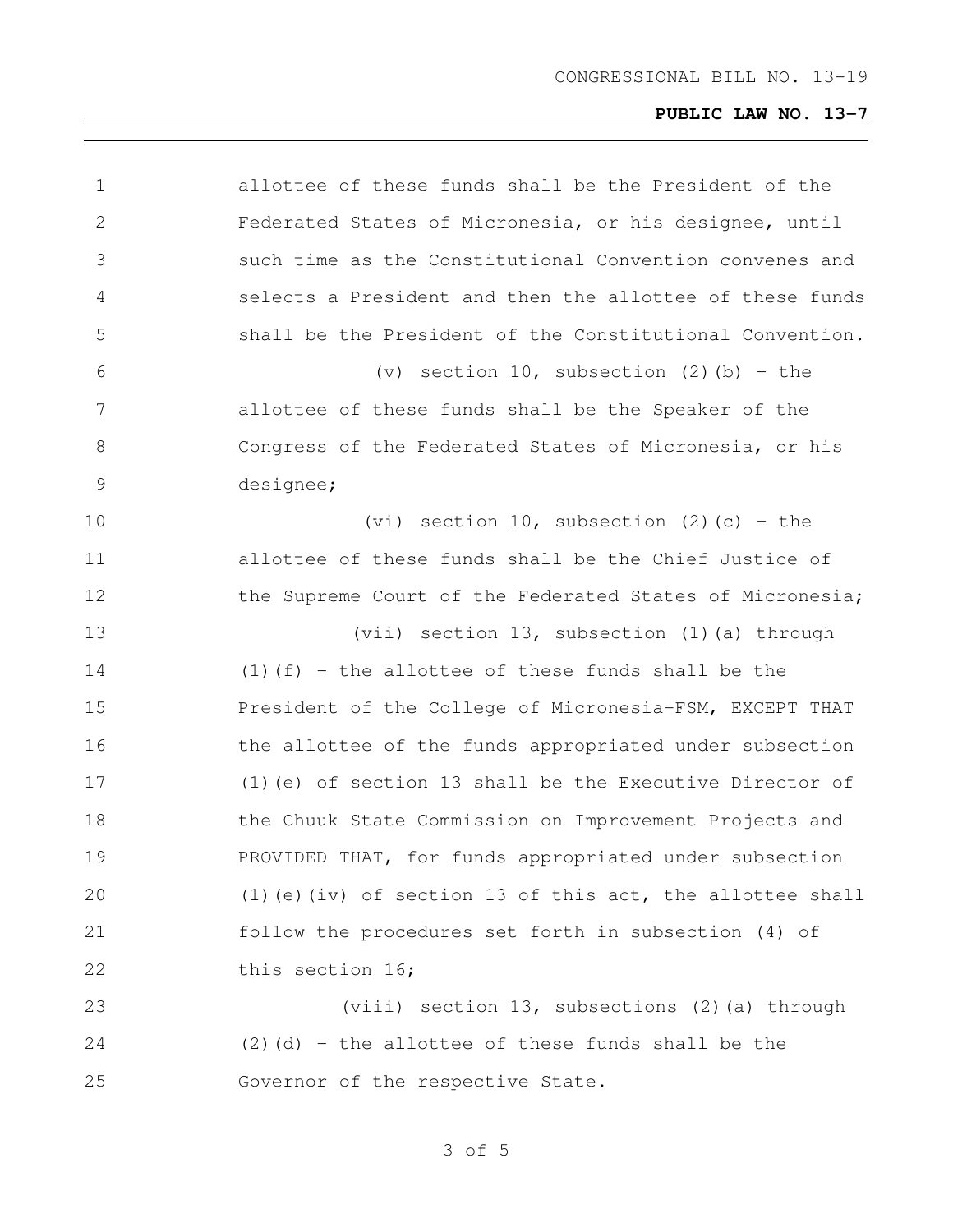allottee of these funds shall be the President of the Federated States of Micronesia, or his designee, until such time as the Constitutional Convention convenes and selects a President and then the allottee of these funds shall be the President of the Constitutional Convention.

(v) section 10, subsection (2)(b) - the allottee of these funds shall be the Speaker of the Congress of the Federated States of Micronesia, or his designee;

(vi) section 10, subsection (2)(c) - the allottee of these funds shall be the Chief Justice of the Supreme Court of the Federated States of Micronesia;

(vii) section 13, subsection (1)(a) through (1)(f) - the allottee of these funds shall be the President of the College of Micronesia-FSM, EXCEPT THAT the allottee of the funds appropriated under subsection (1)(e) of section 13 shall be the Executive Director of the Chuuk State Commission on Improvement Projects and PROVIDED THAT, for funds appropriated under subsection (1)(e)(iv) of section 13 of this act, the allottee shall follow the procedures set forth in subsection (4) of this section 16;

(viii) section 13, subsections (2)(a) through (2)(d) - the allottee of these funds shall be the Governor of the respective State.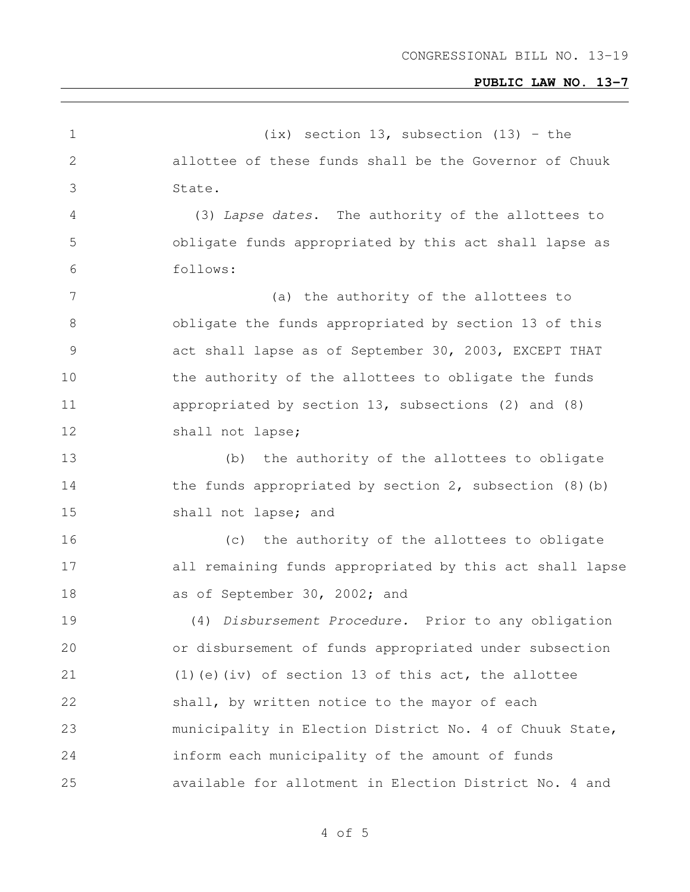(ix) section 13, subsection (13) – the allottee of these funds shall be the Governor of Chuuk State.

(3) *Lapse dates*. The authority of the allottees to obligate funds appropriated by this act shall lapse as follows:

(a) the authority of the allottees to obligate the funds appropriated by section 13 of this act shall lapse as of September 30, 2003, EXCEPT THAT the authority of the allottees to obligate the funds appropriated by section 13, subsections (2) and (8) shall not lapse;

(b) the authority of the allottees to obligate the funds appropriated by section 2, subsection (8)(b) shall not lapse; and

(c) the authority of the allottees to obligate all remaining funds appropriated by this act shall lapse as of September 30, 2002; and

(4) *Disbursement Procedure.* Prior to any obligation or disbursement of funds appropriated under subsection (1)(e)(iv) of section 13 of this act, the allottee shall, by written notice to the mayor of each municipality in Election District No. 4 of Chuuk State, inform each municipality of the amount of funds available for allotment in Election District No. 4 and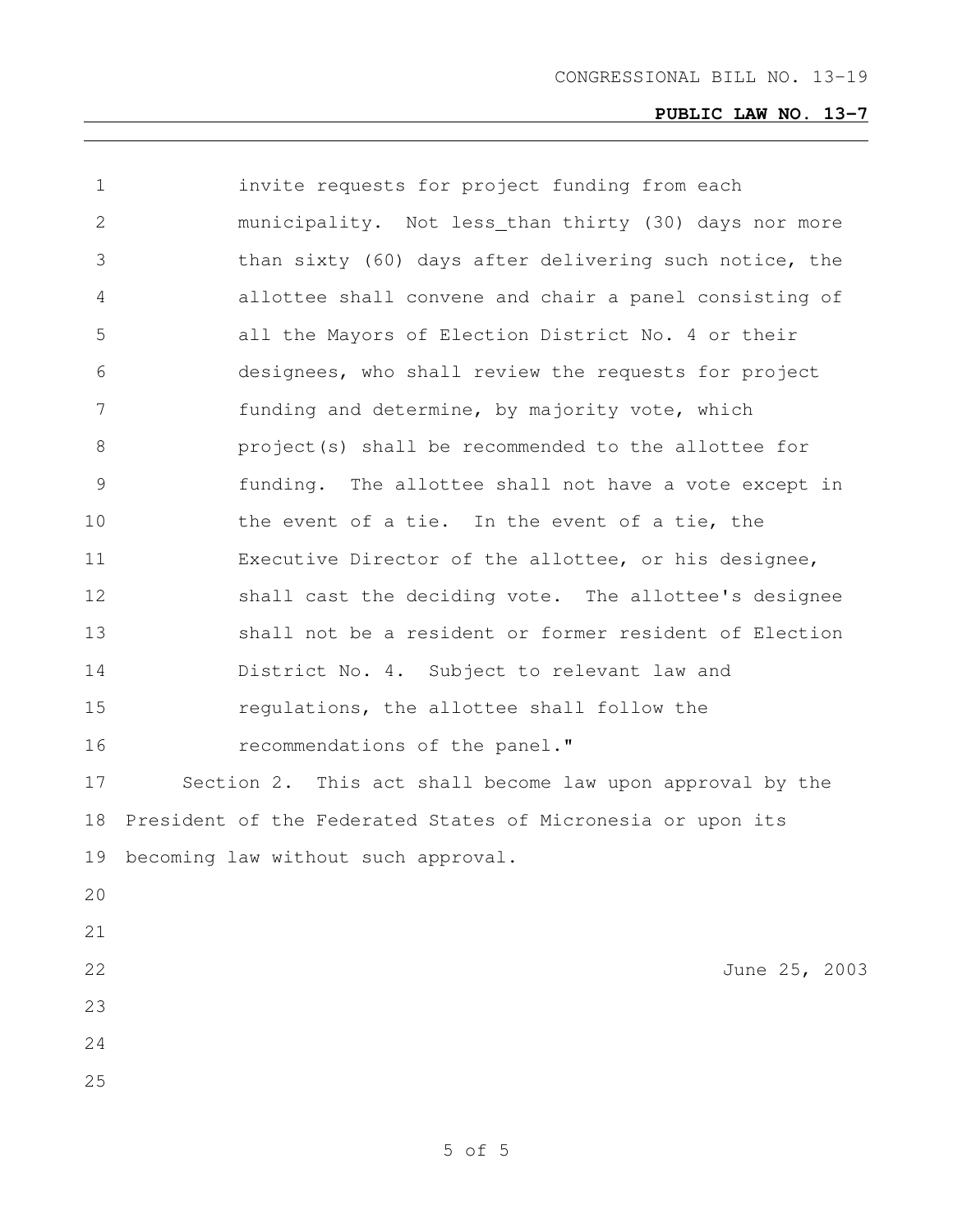invite requests for project funding from each municipality. Not less_than thirty (30) days nor more than sixty (60) days after delivering such notice, the allottee shall convene and chair a panel consisting of all the Mayors of Election District No. 4 or their designees, who shall review the requests for project funding and determine, by majority vote, which project(s) shall be recommended to the allottee for funding. The allottee shall not have a vote except in the event of a tie. In the event of a tie, the Executive Director of the allottee, or his designee, shall cast the deciding vote. The allottee's designee shall not be a resident or former resident of Election District No. 4. Subject to relevant law and regulations, the allottee shall follow the recommendations of the panel."

Section 2. This act shall become law upon approval by the President of the Federated States of Micronesia or upon its becoming law without such approval.

June 25, 2003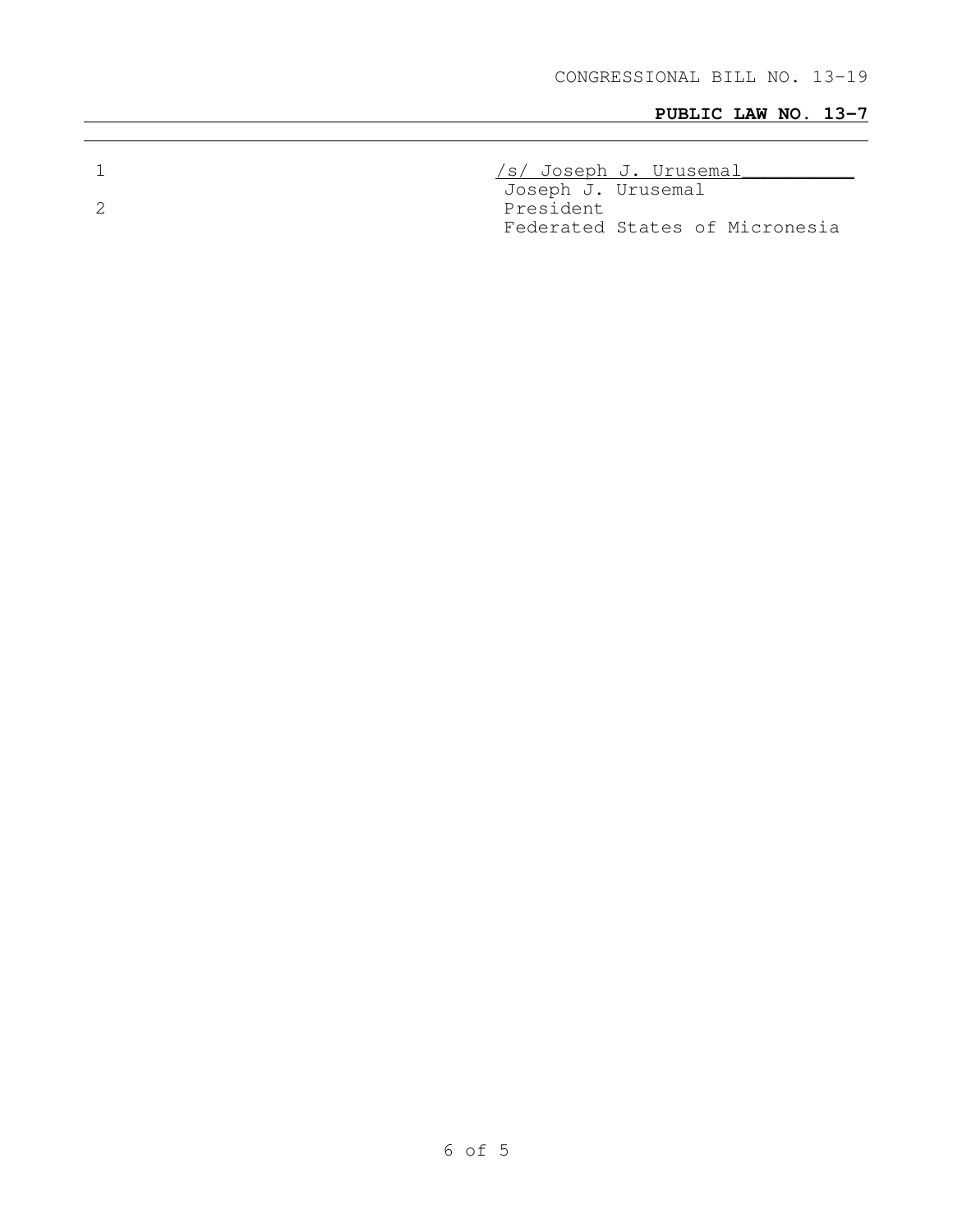/s/ Joseph J. Urusemal

Joseph J. Urusemal
President
Federated States of Micronesia